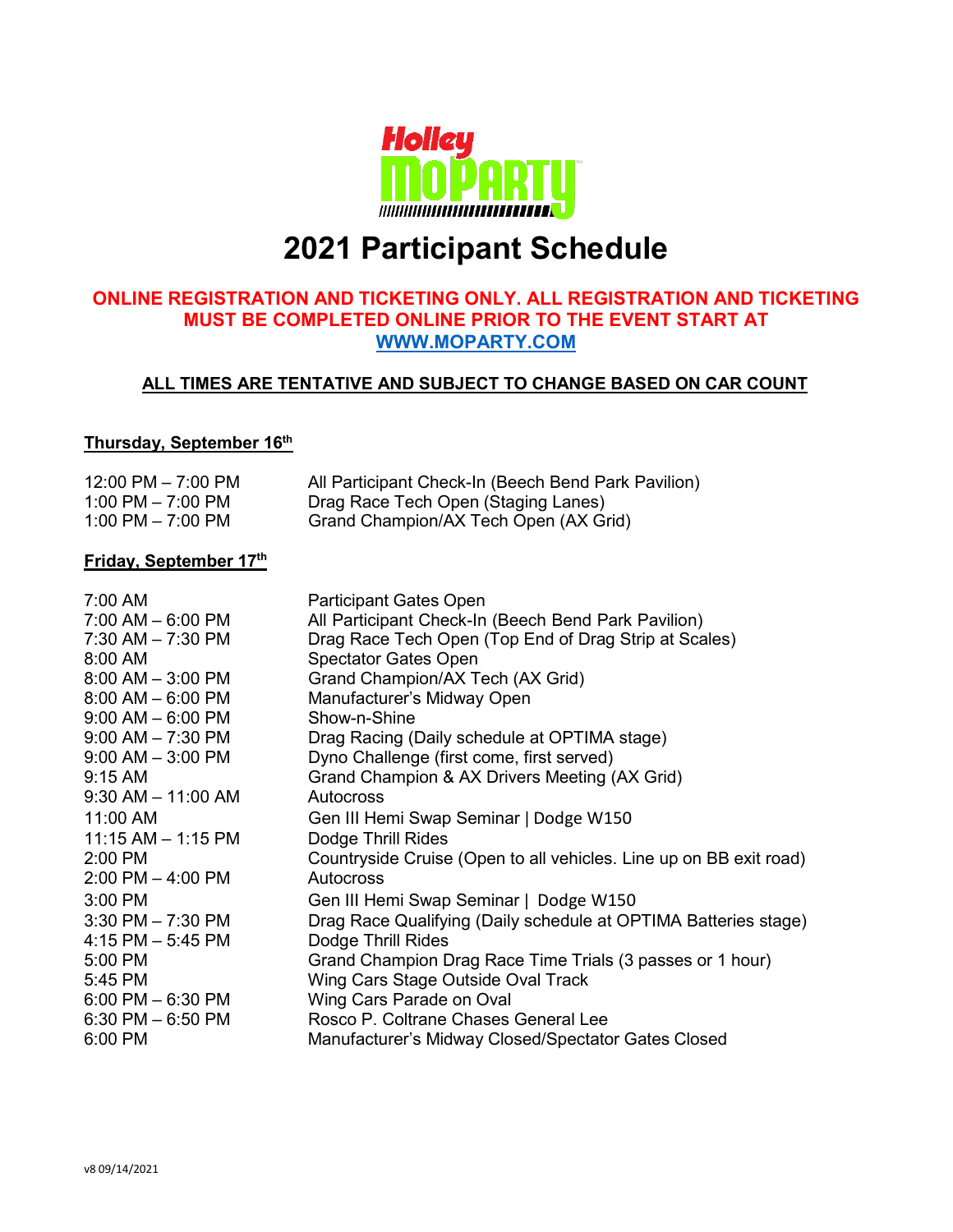# 2021 Participant Schedule

**ONLINE REGISTRATION AND TICKETING ONLY. ALL REGISTRATION AND TICKETING MUST BE COMPLETED ONLINE PRIOR TO THE EVENT START AT [WWW.MOPARTY.COM](http://WWW.MOPARTY.COM)**

**ALL TIMES ARE TENTATIVE AND SUBJECT TO CHANGE BASED ON CAR COUNT**

## Thursday, September 16th

| Time | Event |
|---|---|
| 12:00 PM – 7:00 PM | All Participant Check-In (Beech Bend Park Pavilion) |
| 1:00 PM – 7:00 PM | Drag Race Tech Open (Staging Lanes) |
| 1:00 PM – 7:00 PM | Grand Champion/AX Tech Open (AX Grid) |

## Friday, September 17th

| Time | Event |
|---|---|
| 7:00 AM | Participant Gates Open |
| 7:00 AM – 6:00 PM | All Participant Check-In (Beech Bend Park Pavilion) |
| 7:30 AM – 7:30 PM | Drag Race Tech Open (Top End of Drag Strip at Scales) |
| 8:00 AM | Spectator Gates Open |
| 8:00 AM – 3:00 PM | Grand Champion/AX Tech (AX Grid) |
| 8:00 AM – 6:00 PM | Manufacturer's Midway Open |
| 9:00 AM – 6:00 PM | Show-n-Shine |
| 9:00 AM – 7:30 PM | Drag Racing (Daily schedule at OPTIMA stage) |
| 9:00 AM – 3:00 PM | Dyno Challenge (first come, first served) |
| 9:15 AM | Grand Champion & AX Drivers Meeting (AX Grid) |
| 9:30 AM – 11:00 AM | Autocross |
| 11:00 AM | Gen III Hemi Swap Seminar \| Dodge W150 |
| 11:15 AM – 1:15 PM | Dodge Thrill Rides |
| 2:00 PM | Countryside Cruise (Open to all vehicles. Line up on BB exit road) |
| 2:00 PM – 4:00 PM | Autocross |
| 3:00 PM | Gen III Hemi Swap Seminar \| Dodge W150 |
| 3:30 PM – 7:30 PM | Drag Race Qualifying (Daily schedule at OPTIMA Batteries stage) |
| 4:15 PM – 5:45 PM | Dodge Thrill Rides |
| 5:00 PM | Grand Champion Drag Race Time Trials (3 passes or 1 hour) |
| 5:45 PM | Wing Cars Stage Outside Oval Track |
| 6:00 PM – 6:30 PM | Wing Cars Parade on Oval |
| 6:30 PM – 6:50 PM | Rosco P. Coltrane Chases General Lee |
| 6:00 PM | Manufacturer's Midway Closed/Spectator Gates Closed |

v8 09/14/2021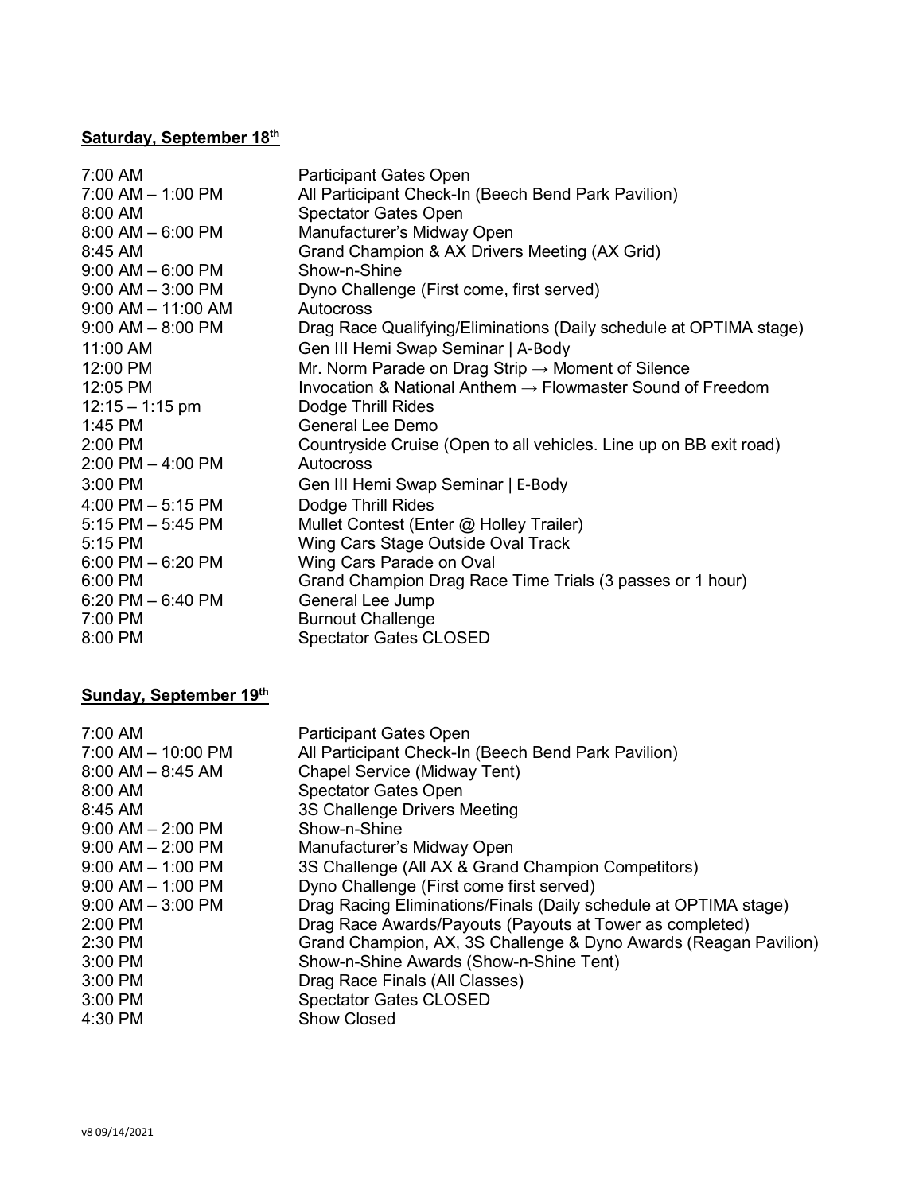**Saturday, September 18th**

| | |
|---|---|
| 7:00 AM | Participant Gates Open |
| 7:00 AM – 1:00 PM | All Participant Check-In (Beech Bend Park Pavilion) |
| 8:00 AM | Spectator Gates Open |
| 8:00 AM – 6:00 PM | Manufacturer's Midway Open |
| 8:45 AM | Grand Champion & AX Drivers Meeting (AX Grid) |
| 9:00 AM – 6:00 PM | Show-n-Shine |
| 9:00 AM – 3:00 PM | Dyno Challenge (First come, first served) |
| 9:00 AM – 11:00 AM | Autocross |
| 9:00 AM – 8:00 PM | Drag Race Qualifying/Eliminations (Daily schedule at OPTIMA stage) |
| 11:00 AM | Gen III Hemi Swap Seminar \| A-Body |
| 12:00 PM | Mr. Norm Parade on Drag Strip → Moment of Silence |
| 12:05 PM | Invocation & National Anthem → Flowmaster Sound of Freedom |
| 12:15 – 1:15 pm | Dodge Thrill Rides |
| 1:45 PM | General Lee Demo |
| 2:00 PM | Countryside Cruise (Open to all vehicles. Line up on BB exit road) |
| 2:00 PM – 4:00 PM | Autocross |
| 3:00 PM | Gen III Hemi Swap Seminar \| E-Body |
| 4:00 PM – 5:15 PM | Dodge Thrill Rides |
| 5:15 PM – 5:45 PM | Mullet Contest (Enter @ Holley Trailer) |
| 5:15 PM | Wing Cars Stage Outside Oval Track |
| 6:00 PM – 6:20 PM | Wing Cars Parade on Oval |
| 6:00 PM | Grand Champion Drag Race Time Trials (3 passes or 1 hour) |
| 6:20 PM – 6:40 PM | General Lee Jump |
| 7:00 PM | Burnout Challenge |
| 8:00 PM | Spectator Gates CLOSED |

**Sunday, September 19th**

| | |
|---|---|
| 7:00 AM | Participant Gates Open |
| 7:00 AM – 10:00 PM | All Participant Check-In (Beech Bend Park Pavilion) |
| 8:00 AM – 8:45 AM | Chapel Service (Midway Tent) |
| 8:00 AM | Spectator Gates Open |
| 8:45 AM | 3S Challenge Drivers Meeting |
| 9:00 AM – 2:00 PM | Show-n-Shine |
| 9:00 AM – 2:00 PM | Manufacturer's Midway Open |
| 9:00 AM – 1:00 PM | 3S Challenge (All AX & Grand Champion Competitors) |
| 9:00 AM – 1:00 PM | Dyno Challenge (First come first served) |
| 9:00 AM – 3:00 PM | Drag Racing Eliminations/Finals (Daily schedule at OPTIMA stage) |
| 2:00 PM | Drag Race Awards/Payouts (Payouts at Tower as completed) |
| 2:30 PM | Grand Champion, AX, 3S Challenge & Dyno Awards (Reagan Pavilion) |
| 3:00 PM | Show-n-Shine Awards (Show-n-Shine Tent) |
| 3:00 PM | Drag Race Finals (All Classes) |
| 3:00 PM | Spectator Gates CLOSED |
| 4:30 PM | Show Closed |

v8 09/14/2021